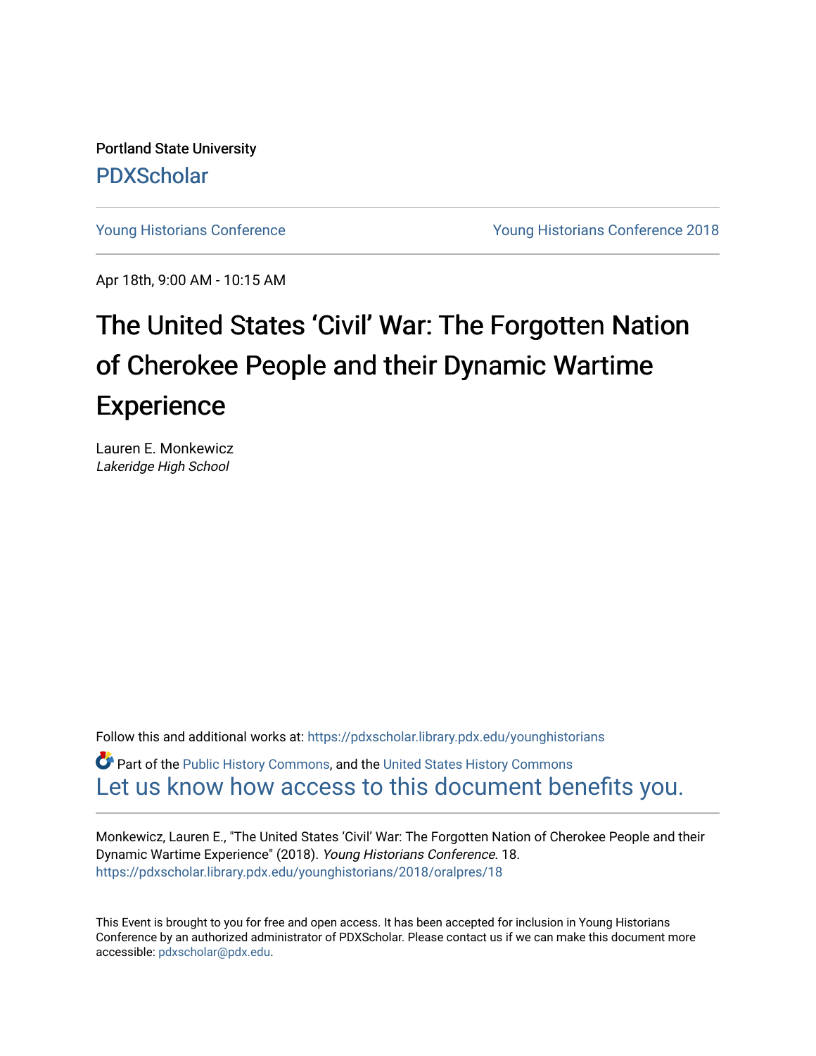Portland State University

PDXScholar

Young Historians Conference | Young Historians Conference 2018

Apr 18th, 9:00 AM - 10:15 AM

# The United States 'Civil' War: The Forgotten Nation of Cherokee People and their Dynamic Wartime Experience

Lauren E. Monkewicz
*Lakeridge High School*

Follow this and additional works at: https://pdxscholar.library.pdx.edu/younghistorians

Part of the Public History Commons, and the United States History Commons

Let us know how access to this document benefits you.

Monkewicz, Lauren E., "The United States 'Civil' War: The Forgotten Nation of Cherokee People and their Dynamic Wartime Experience" (2018). *Young Historians Conference*. 18.
https://pdxscholar.library.pdx.edu/younghistorians/2018/oralpres/18

This Event is brought to you for free and open access. It has been accepted for inclusion in Young Historians Conference by an authorized administrator of PDXScholar. Please contact us if we can make this document more accessible: pdxscholar@pdx.edu.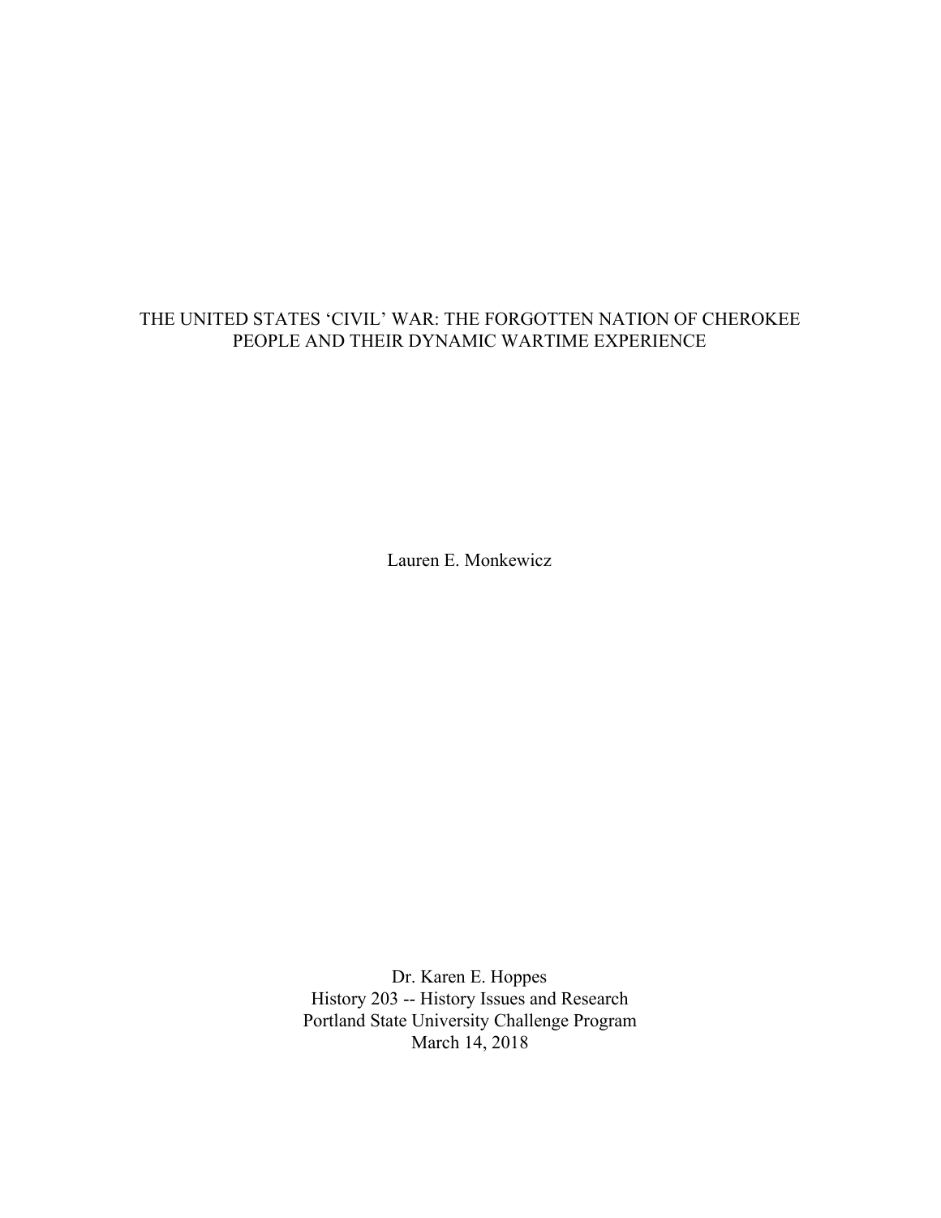# THE UNITED STATES 'CIVIL' WAR: THE FORGOTTEN NATION OF CHEROKEE PEOPLE AND THEIR DYNAMIC WARTIME EXPERIENCE

Lauren E. Monkewicz

Dr. Karen E. Hoppes
History 203 -- History Issues and Research
Portland State University Challenge Program
March 14, 2018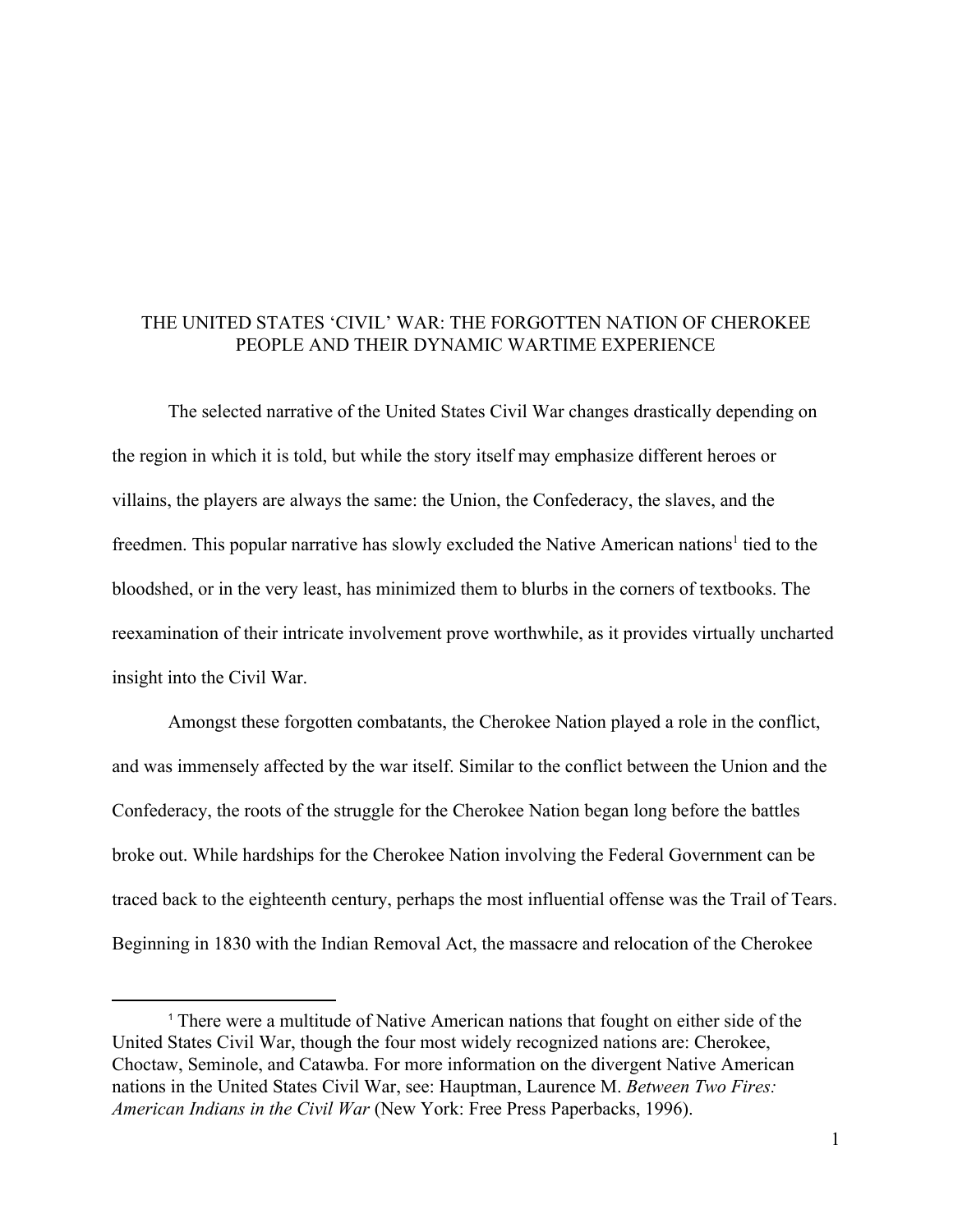# THE UNITED STATES 'CIVIL' WAR: THE FORGOTTEN NATION OF CHEROKEE PEOPLE AND THEIR DYNAMIC WARTIME EXPERIENCE

The selected narrative of the United States Civil War changes drastically depending on the region in which it is told, but while the story itself may emphasize different heroes or villains, the players are always the same: the Union, the Confederacy, the slaves, and the freedmen. This popular narrative has slowly excluded the Native American nations[1] tied to the bloodshed, or in the very least, has minimized them to blurbs in the corners of textbooks. The reexamination of their intricate involvement prove worthwhile, as it provides virtually uncharted insight into the Civil War.

Amongst these forgotten combatants, the Cherokee Nation played a role in the conflict, and was immensely affected by the war itself. Similar to the conflict between the Union and the Confederacy, the roots of the struggle for the Cherokee Nation began long before the battles broke out. While hardships for the Cherokee Nation involving the Federal Government can be traced back to the eighteenth century, perhaps the most influential offense was the Trail of Tears. Beginning in 1830 with the Indian Removal Act, the massacre and relocation of the Cherokee

---

[1] There were a multitude of Native American nations that fought on either side of the United States Civil War, though the four most widely recognized nations are: Cherokee, Choctaw, Seminole, and Catawba. For more information on the divergent Native American nations in the United States Civil War, see: Hauptman, Laurence M. *Between Two Fires: American Indians in the Civil War* (New York: Free Press Paperbacks, 1996).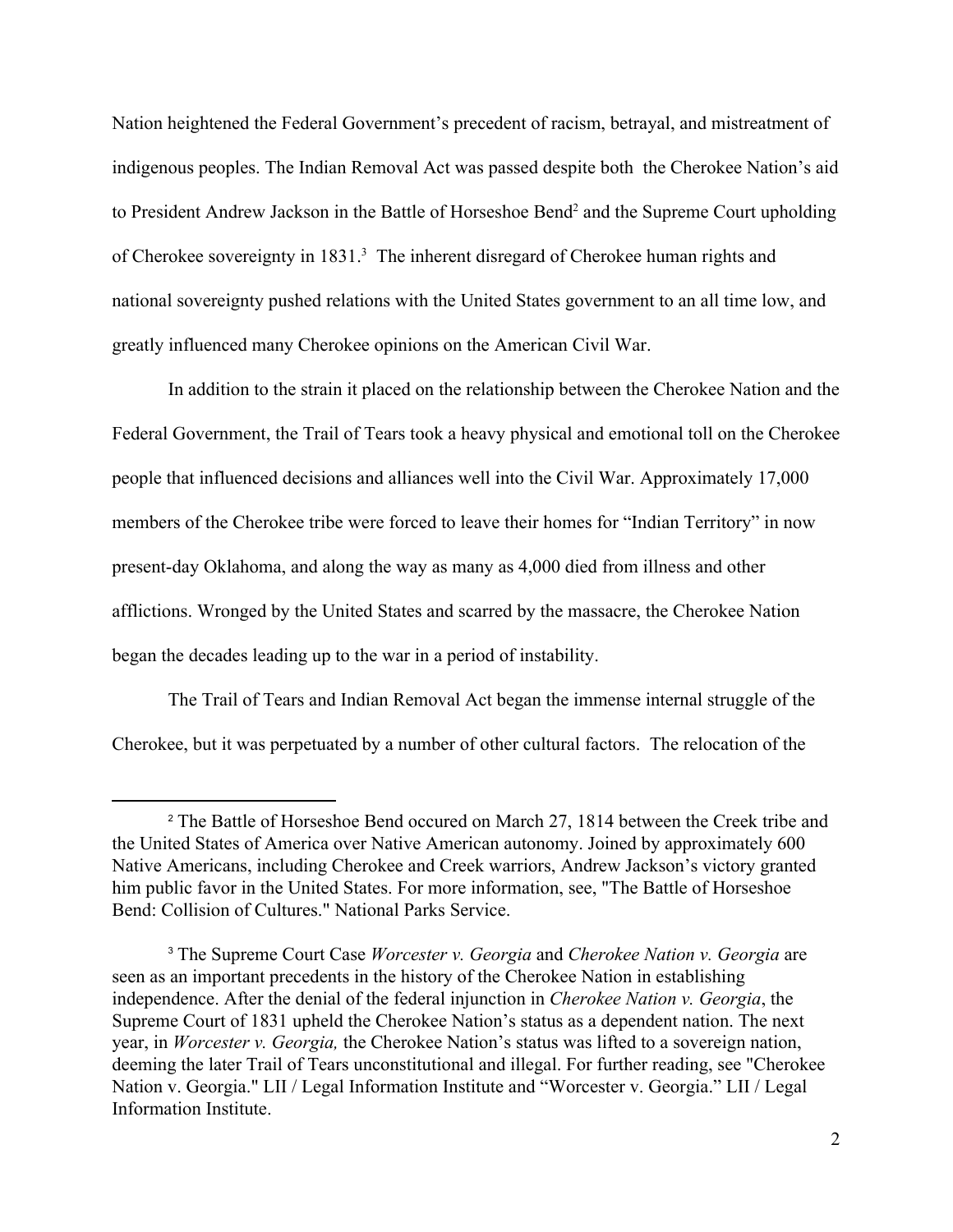Nation heightened the Federal Government's precedent of racism, betrayal, and mistreatment of indigenous peoples. The Indian Removal Act was passed despite both  the Cherokee Nation's aid to President Andrew Jackson in the Battle of Horseshoe Bend[2] and the Supreme Court upholding of Cherokee sovereignty in 1831.[3]  The inherent disregard of Cherokee human rights and national sovereignty pushed relations with the United States government to an all time low, and greatly influenced many Cherokee opinions on the American Civil War.

In addition to the strain it placed on the relationship between the Cherokee Nation and the Federal Government, the Trail of Tears took a heavy physical and emotional toll on the Cherokee people that influenced decisions and alliances well into the Civil War. Approximately 17,000 members of the Cherokee tribe were forced to leave their homes for "Indian Territory" in now present-day Oklahoma, and along the way as many as 4,000 died from illness and other afflictions. Wronged by the United States and scarred by the massacre, the Cherokee Nation began the decades leading up to the war in a period of instability.

The Trail of Tears and Indian Removal Act began the immense internal struggle of the Cherokee, but it was perpetuated by a number of other cultural factors.  The relocation of the

---

[2] The Battle of Horseshoe Bend occured on March 27, 1814 between the Creek tribe and the United States of America over Native American autonomy. Joined by approximately 600 Native Americans, including Cherokee and Creek warriors, Andrew Jackson's victory granted him public favor in the United States. For more information, see, "The Battle of Horseshoe Bend: Collision of Cultures." National Parks Service.

[3] The Supreme Court Case *Worcester v. Georgia* and *Cherokee Nation v. Georgia* are seen as an important precedents in the history of the Cherokee Nation in establishing independence. After the denial of the federal injunction in *Cherokee Nation v. Georgia*, the Supreme Court of 1831 upheld the Cherokee Nation's status as a dependent nation. The next year, in *Worcester v. Georgia,* the Cherokee Nation's status was lifted to a sovereign nation, deeming the later Trail of Tears unconstitutional and illegal. For further reading, see "Cherokee Nation v. Georgia." LII / Legal Information Institute and "Worcester v. Georgia." LII / Legal Information Institute.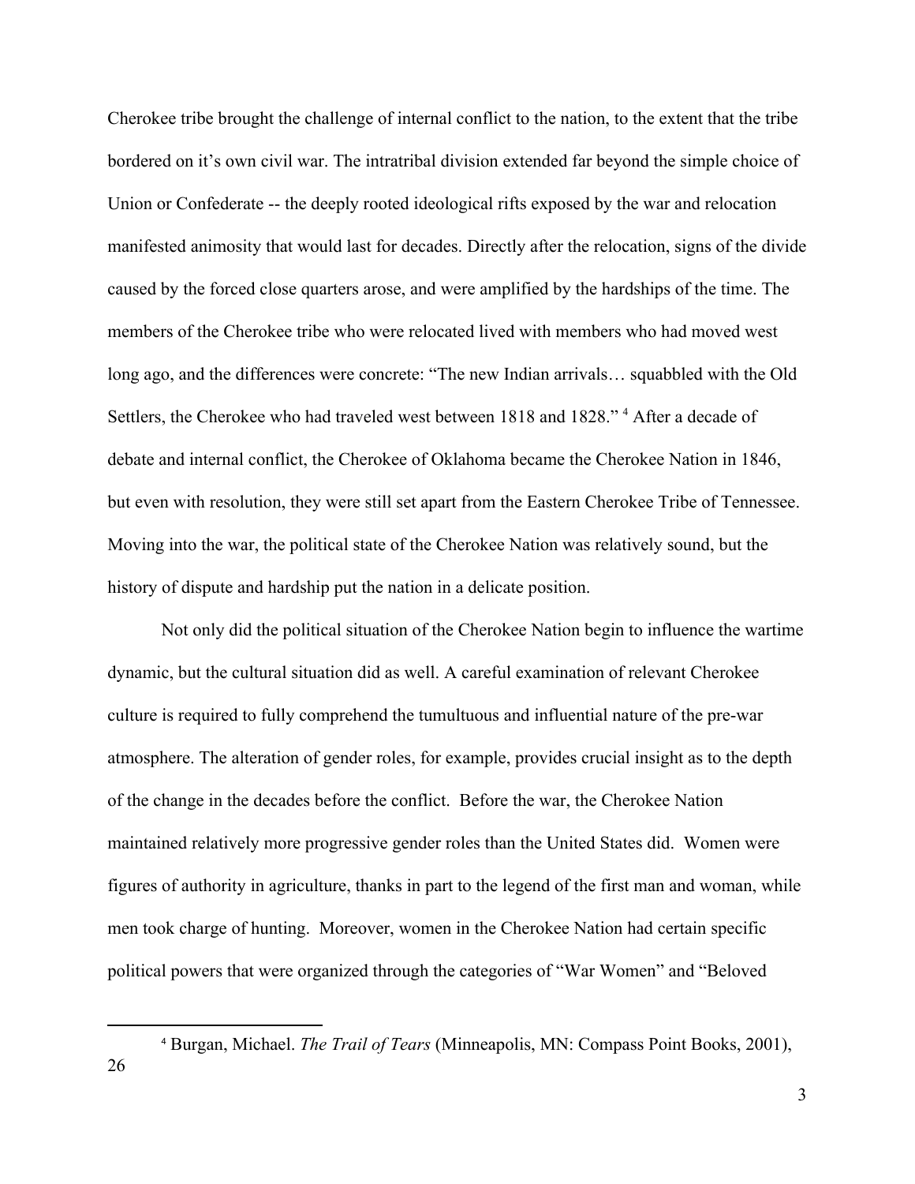Cherokee tribe brought the challenge of internal conflict to the nation, to the extent that the tribe bordered on it's own civil war. The intratribal division extended far beyond the simple choice of Union or Confederate -- the deeply rooted ideological rifts exposed by the war and relocation manifested animosity that would last for decades. Directly after the relocation, signs of the divide caused by the forced close quarters arose, and were amplified by the hardships of the time. The members of the Cherokee tribe who were relocated lived with members who had moved west long ago, and the differences were concrete: "The new Indian arrivals… squabbled with the Old Settlers, the Cherokee who had traveled west between 1818 and 1828." [4] After a decade of debate and internal conflict, the Cherokee of Oklahoma became the Cherokee Nation in 1846, but even with resolution, they were still set apart from the Eastern Cherokee Tribe of Tennessee. Moving into the war, the political state of the Cherokee Nation was relatively sound, but the history of dispute and hardship put the nation in a delicate position.

Not only did the political situation of the Cherokee Nation begin to influence the wartime dynamic, but the cultural situation did as well. A careful examination of relevant Cherokee culture is required to fully comprehend the tumultuous and influential nature of the pre-war atmosphere. The alteration of gender roles, for example, provides crucial insight as to the depth of the change in the decades before the conflict. Before the war, the Cherokee Nation maintained relatively more progressive gender roles than the United States did. Women were figures of authority in agriculture, thanks in part to the legend of the first man and woman, while men took charge of hunting. Moreover, women in the Cherokee Nation had certain specific political powers that were organized through the categories of "War Women" and "Beloved

---

[4] Burgan, Michael. *The Trail of Tears* (Minneapolis, MN: Compass Point Books, 2001), 26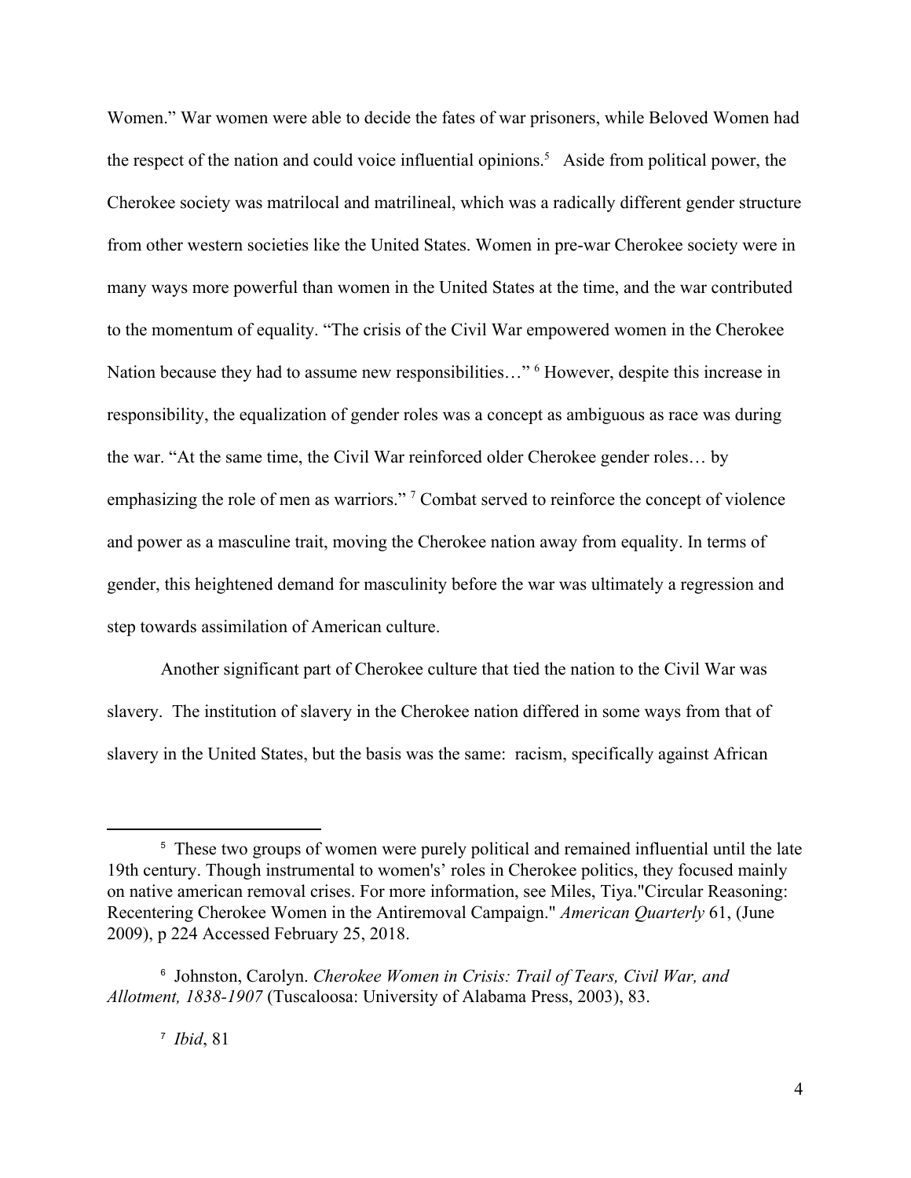Women." War women were able to decide the fates of war prisoners, while Beloved Women had the respect of the nation and could voice influential opinions.[5] Aside from political power, the Cherokee society was matrilocal and matrilineal, which was a radically different gender structure from other western societies like the United States. Women in pre-war Cherokee society were in many ways more powerful than women in the United States at the time, and the war contributed to the momentum of equality. "The crisis of the Civil War empowered women in the Cherokee Nation because they had to assume new responsibilities…" [6] However, despite this increase in responsibility, the equalization of gender roles was a concept as ambiguous as race was during the war. "At the same time, the Civil War reinforced older Cherokee gender roles… by emphasizing the role of men as warriors." [7] Combat served to reinforce the concept of violence and power as a masculine trait, moving the Cherokee nation away from equality. In terms of gender, this heightened demand for masculinity before the war was ultimately a regression and step towards assimilation of American culture.

Another significant part of Cherokee culture that tied the nation to the Civil War was slavery. The institution of slavery in the Cherokee nation differed in some ways from that of slavery in the United States, but the basis was the same: racism, specifically against African

---

[5] These two groups of women were purely political and remained influential until the late 19th century. Though instrumental to women's' roles in Cherokee politics, they focused mainly on native american removal crises. For more information, see Miles, Tiya."Circular Reasoning: Recentering Cherokee Women in the Antiremoval Campaign." *American Quarterly* 61, (June 2009), p 224 Accessed February 25, 2018.

[6] Johnston, Carolyn. *Cherokee Women in Crisis: Trail of Tears, Civil War, and Allotment, 1838-1907* (Tuscaloosa: University of Alabama Press, 2003), 83.

[7] *Ibid*, 81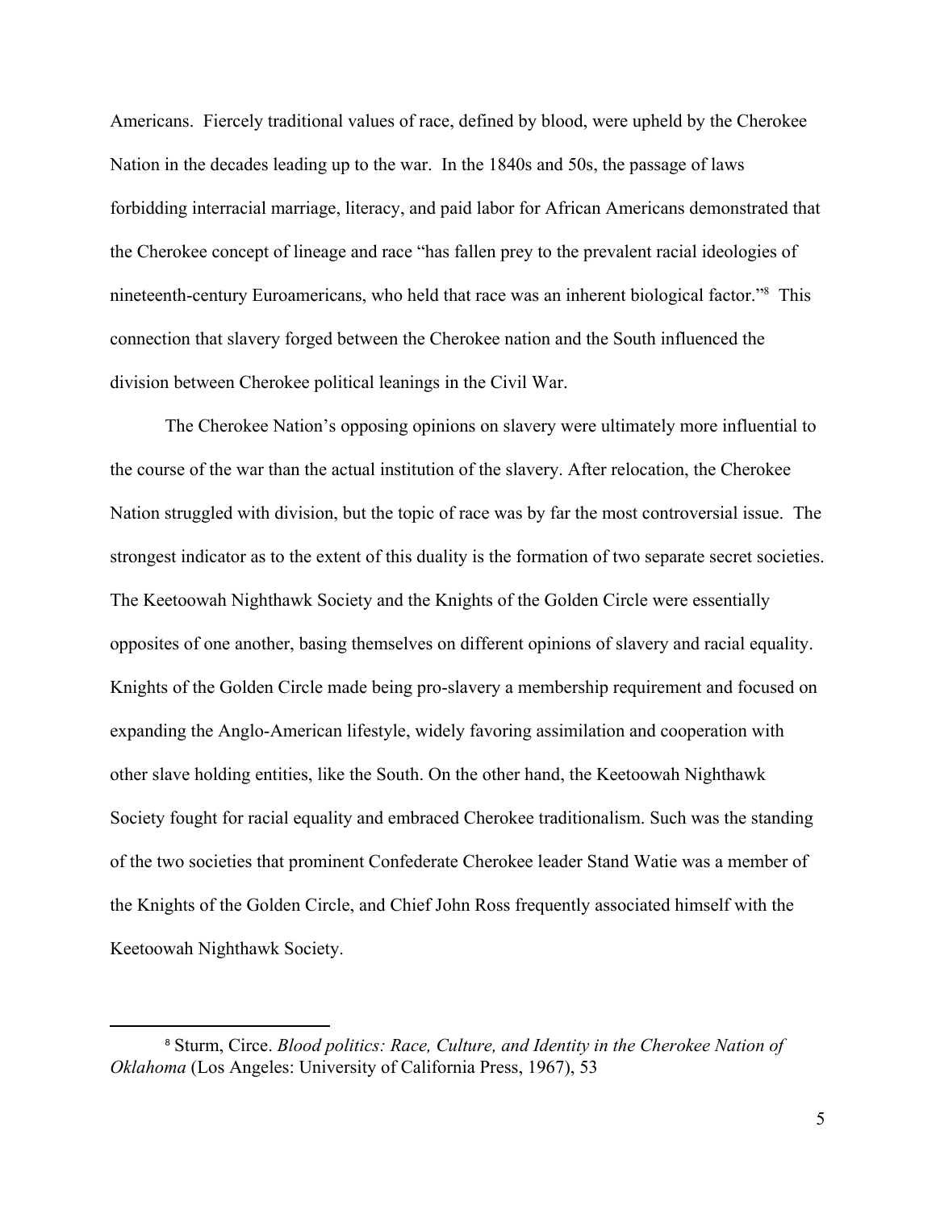Americans. Fiercely traditional values of race, defined by blood, were upheld by the Cherokee Nation in the decades leading up to the war. In the 1840s and 50s, the passage of laws forbidding interracial marriage, literacy, and paid labor for African Americans demonstrated that the Cherokee concept of lineage and race "has fallen prey to the prevalent racial ideologies of nineteenth-century Euroamericans, who held that race was an inherent biological factor."[8] This connection that slavery forged between the Cherokee nation and the South influenced the division between Cherokee political leanings in the Civil War.

The Cherokee Nation's opposing opinions on slavery were ultimately more influential to the course of the war than the actual institution of the slavery. After relocation, the Cherokee Nation struggled with division, but the topic of race was by far the most controversial issue. The strongest indicator as to the extent of this duality is the formation of two separate secret societies. The Keetoowah Nighthawk Society and the Knights of the Golden Circle were essentially opposites of one another, basing themselves on different opinions of slavery and racial equality. Knights of the Golden Circle made being pro-slavery a membership requirement and focused on expanding the Anglo-American lifestyle, widely favoring assimilation and cooperation with other slave holding entities, like the South. On the other hand, the Keetoowah Nighthawk Society fought for racial equality and embraced Cherokee traditionalism. Such was the standing of the two societies that prominent Confederate Cherokee leader Stand Watie was a member of the Knights of the Golden Circle, and Chief John Ross frequently associated himself with the Keetoowah Nighthawk Society.

---

[8] Sturm, Circe. *Blood politics: Race, Culture, and Identity in the Cherokee Nation of Oklahoma* (Los Angeles: University of California Press, 1967), 53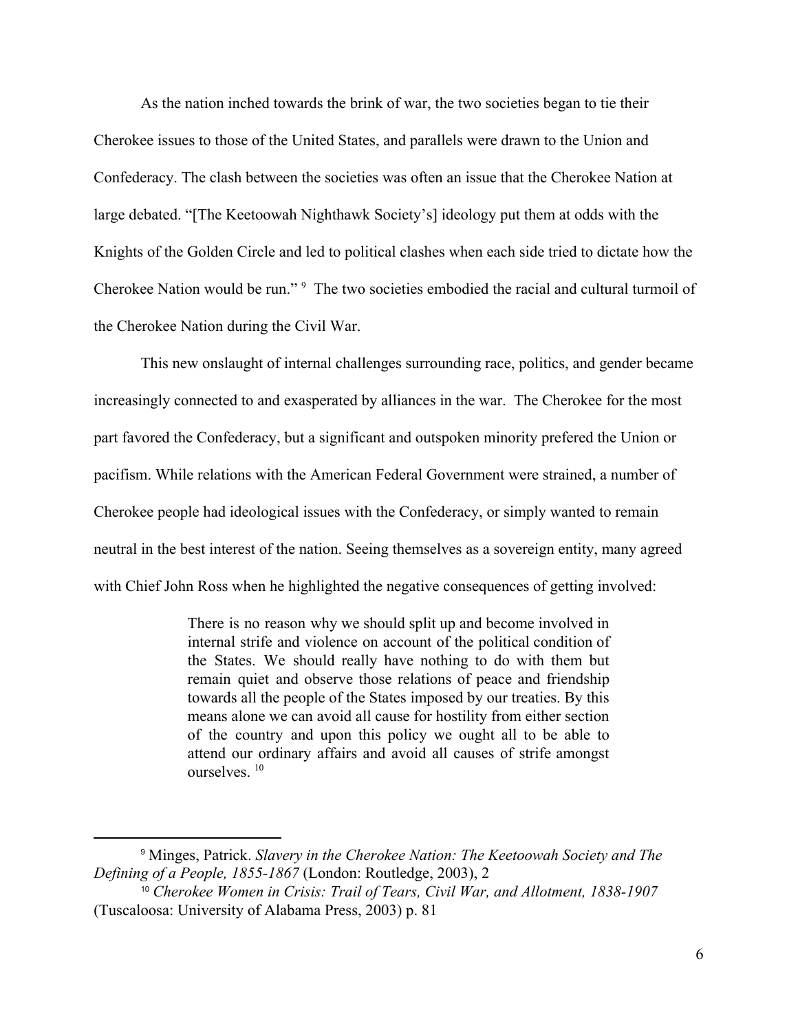As the nation inched towards the brink of war, the two societies began to tie their Cherokee issues to those of the United States, and parallels were drawn to the Union and Confederacy. The clash between the societies was often an issue that the Cherokee Nation at large debated. "[The Keetoowah Nighthawk Society's] ideology put them at odds with the Knights of the Golden Circle and led to political clashes when each side tried to dictate how the Cherokee Nation would be run." [9] The two societies embodied the racial and cultural turmoil of the Cherokee Nation during the Civil War.

This new onslaught of internal challenges surrounding race, politics, and gender became increasingly connected to and exasperated by alliances in the war. The Cherokee for the most part favored the Confederacy, but a significant and outspoken minority prefered the Union or pacifism. While relations with the American Federal Government were strained, a number of Cherokee people had ideological issues with the Confederacy, or simply wanted to remain neutral in the best interest of the nation. Seeing themselves as a sovereign entity, many agreed with Chief John Ross when he highlighted the negative consequences of getting involved:

> There is no reason why we should split up and become involved in internal strife and violence on account of the political condition of the States. We should really have nothing to do with them but remain quiet and observe those relations of peace and friendship towards all the people of the States imposed by our treaties. By this means alone we can avoid all cause for hostility from either section of the country and upon this policy we ought all to be able to attend our ordinary affairs and avoid all causes of strife amongst ourselves. [10]

---

[9] Minges, Patrick. *Slavery in the Cherokee Nation: The Keetoowah Society and The Defining of a People, 1855-1867* (London: Routledge, 2003), 2

[10] *Cherokee Women in Crisis: Trail of Tears, Civil War, and Allotment, 1838-1907* (Tuscaloosa: University of Alabama Press, 2003) p. 81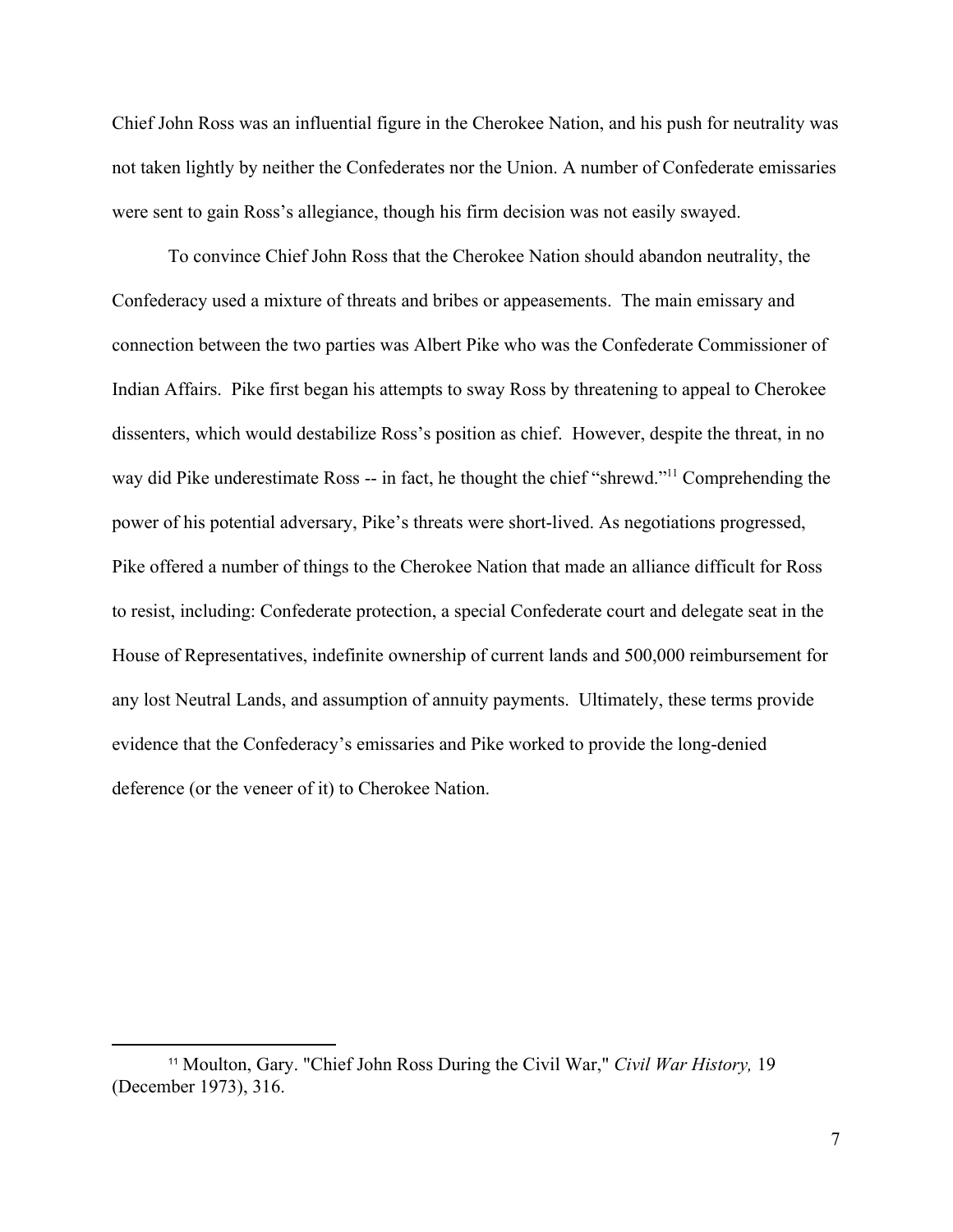Chief John Ross was an influential figure in the Cherokee Nation, and his push for neutrality was not taken lightly by neither the Confederates nor the Union. A number of Confederate emissaries were sent to gain Ross's allegiance, though his firm decision was not easily swayed.

To convince Chief John Ross that the Cherokee Nation should abandon neutrality, the Confederacy used a mixture of threats and bribes or appeasements. The main emissary and connection between the two parties was Albert Pike who was the Confederate Commissioner of Indian Affairs. Pike first began his attempts to sway Ross by threatening to appeal to Cherokee dissenters, which would destabilize Ross's position as chief. However, despite the threat, in no way did Pike underestimate Ross -- in fact, he thought the chief "shrewd."[11] Comprehending the power of his potential adversary, Pike's threats were short-lived. As negotiations progressed, Pike offered a number of things to the Cherokee Nation that made an alliance difficult for Ross to resist, including: Confederate protection, a special Confederate court and delegate seat in the House of Representatives, indefinite ownership of current lands and 500,000 reimbursement for any lost Neutral Lands, and assumption of annuity payments. Ultimately, these terms provide evidence that the Confederacy's emissaries and Pike worked to provide the long-denied deference (or the veneer of it) to Cherokee Nation.

[11] Moulton, Gary. "Chief John Ross During the Civil War," *Civil War History,* 19 (December 1973), 316.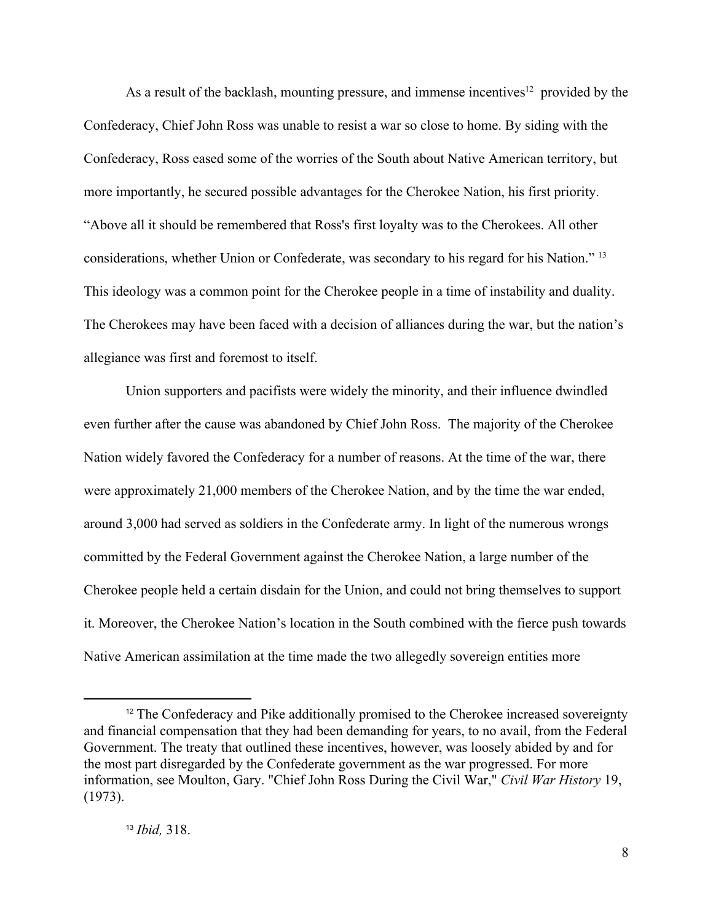As a result of the backlash, mounting pressure, and immense incentives[12] provided by the Confederacy, Chief John Ross was unable to resist a war so close to home. By siding with the Confederacy, Ross eased some of the worries of the South about Native American territory, but more importantly, he secured possible advantages for the Cherokee Nation, his first priority. "Above all it should be remembered that Ross's first loyalty was to the Cherokees. All other considerations, whether Union or Confederate, was secondary to his regard for his Nation." [13] This ideology was a common point for the Cherokee people in a time of instability and duality. The Cherokees may have been faced with a decision of alliances during the war, but the nation's allegiance was first and foremost to itself.

Union supporters and pacifists were widely the minority, and their influence dwindled even further after the cause was abandoned by Chief John Ross. The majority of the Cherokee Nation widely favored the Confederacy for a number of reasons. At the time of the war, there were approximately 21,000 members of the Cherokee Nation, and by the time the war ended, around 3,000 had served as soldiers in the Confederate army. In light of the numerous wrongs committed by the Federal Government against the Cherokee Nation, a large number of the Cherokee people held a certain disdain for the Union, and could not bring themselves to support it. Moreover, the Cherokee Nation's location in the South combined with the fierce push towards Native American assimilation at the time made the two allegedly sovereign entities more

---

[12] The Confederacy and Pike additionally promised to the Cherokee increased sovereignty and financial compensation that they had been demanding for years, to no avail, from the Federal Government. The treaty that outlined these incentives, however, was loosely abided by and for the most part disregarded by the Confederate government as the war progressed. For more information, see Moulton, Gary. "Chief John Ross During the Civil War," *Civil War History* 19, (1973).

[13] *Ibid,* 318.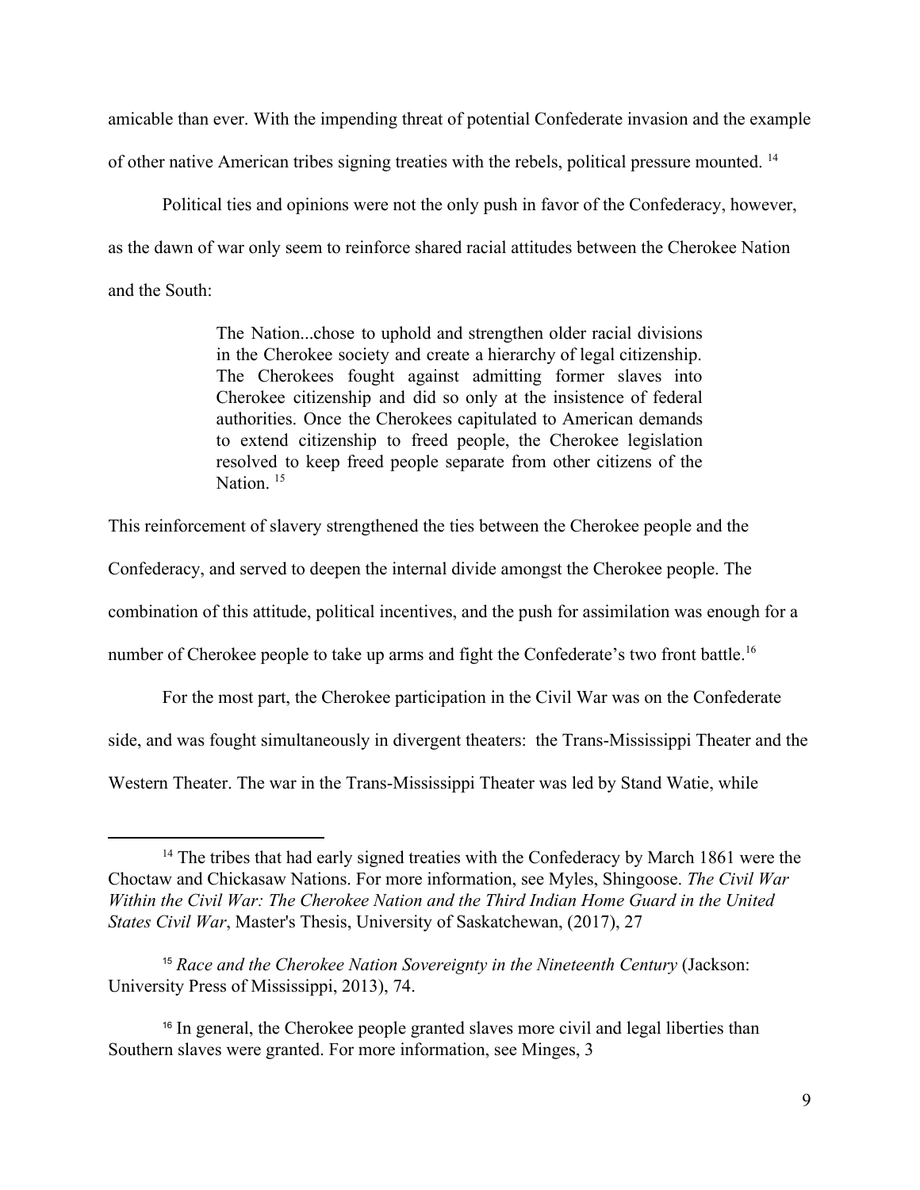amicable than ever. With the impending threat of potential Confederate invasion and the example of other native American tribes signing treaties with the rebels, political pressure mounted. [14]

Political ties and opinions were not the only push in favor of the Confederacy, however, as the dawn of war only seem to reinforce shared racial attitudes between the Cherokee Nation and the South:

> The Nation...chose to uphold and strengthen older racial divisions in the Cherokee society and create a hierarchy of legal citizenship. The Cherokees fought against admitting former slaves into Cherokee citizenship and did so only at the insistence of federal authorities. Once the Cherokees capitulated to American demands to extend citizenship to freed people, the Cherokee legislation resolved to keep freed people separate from other citizens of the Nation. [15]

This reinforcement of slavery strengthened the ties between the Cherokee people and the Confederacy, and served to deepen the internal divide amongst the Cherokee people. The combination of this attitude, political incentives, and the push for assimilation was enough for a number of Cherokee people to take up arms and fight the Confederate's two front battle.[16]

For the most part, the Cherokee participation in the Civil War was on the Confederate side, and was fought simultaneously in divergent theaters: the Trans-Mississippi Theater and the Western Theater. The war in the Trans-Mississippi Theater was led by Stand Watie, while

---

[14] The tribes that had early signed treaties with the Confederacy by March 1861 were the Choctaw and Chickasaw Nations. For more information, see Myles, Shingoose. *The Civil War Within the Civil War: The Cherokee Nation and the Third Indian Home Guard in the United States Civil War*, Master's Thesis, University of Saskatchewan, (2017), 27

[15] *Race and the Cherokee Nation Sovereignty in the Nineteenth Century* (Jackson: University Press of Mississippi, 2013), 74.

[16] In general, the Cherokee people granted slaves more civil and legal liberties than Southern slaves were granted. For more information, see Minges, 3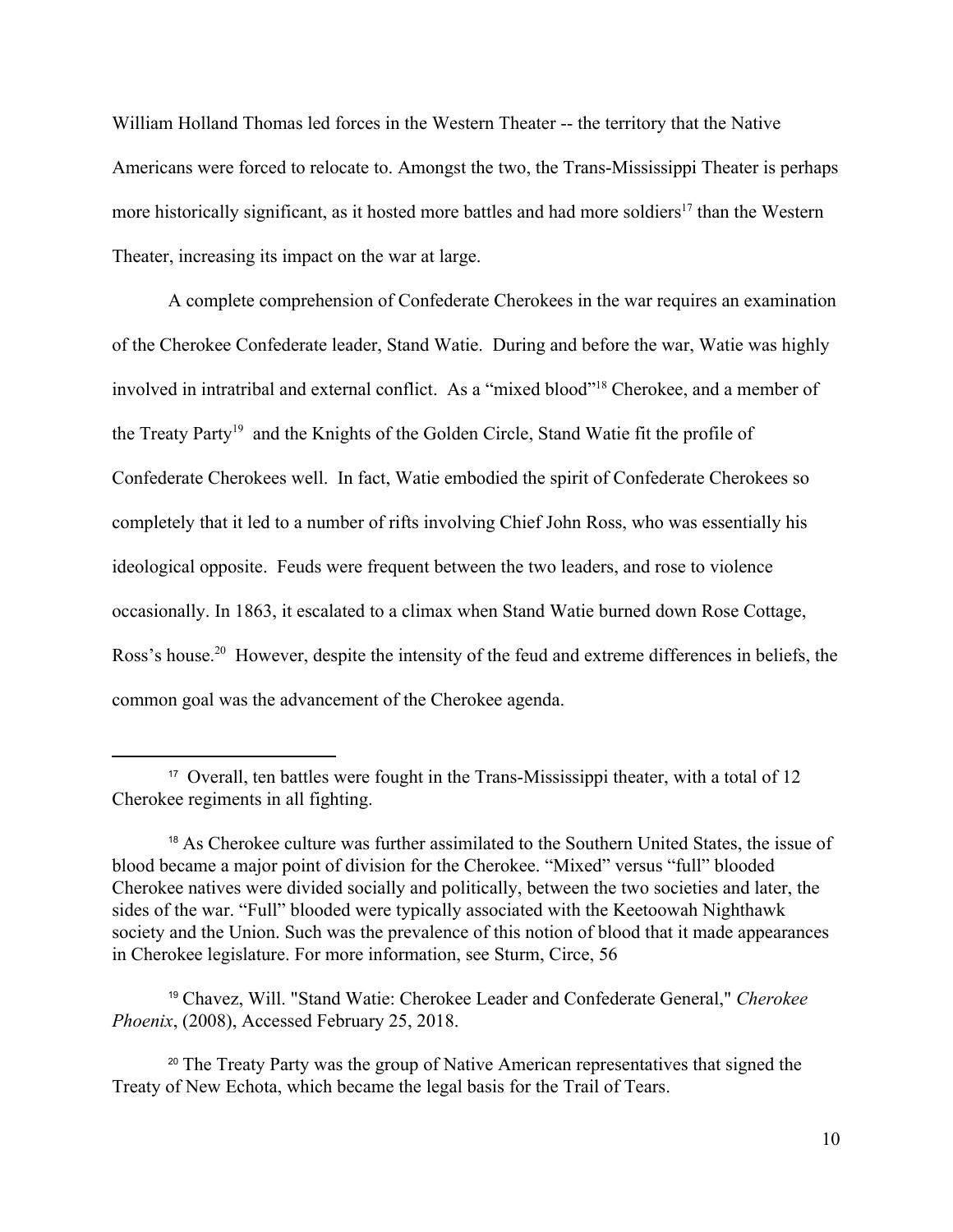William Holland Thomas led forces in the Western Theater -- the territory that the Native Americans were forced to relocate to. Amongst the two, the Trans-Mississippi Theater is perhaps more historically significant, as it hosted more battles and had more soldiers[17] than the Western Theater, increasing its impact on the war at large.

A complete comprehension of Confederate Cherokees in the war requires an examination of the Cherokee Confederate leader, Stand Watie. During and before the war, Watie was highly involved in intratribal and external conflict. As a "mixed blood"[18] Cherokee, and a member of the Treaty Party[19] and the Knights of the Golden Circle, Stand Watie fit the profile of Confederate Cherokees well. In fact, Watie embodied the spirit of Confederate Cherokees so completely that it led to a number of rifts involving Chief John Ross, who was essentially his ideological opposite. Feuds were frequent between the two leaders, and rose to violence occasionally. In 1863, it escalated to a climax when Stand Watie burned down Rose Cottage, Ross's house.[20] However, despite the intensity of the feud and extreme differences in beliefs, the common goal was the advancement of the Cherokee agenda.

---

[17] Overall, ten battles were fought in the Trans-Mississippi theater, with a total of 12 Cherokee regiments in all fighting.

[18] As Cherokee culture was further assimilated to the Southern United States, the issue of blood became a major point of division for the Cherokee. "Mixed" versus "full" blooded Cherokee natives were divided socially and politically, between the two societies and later, the sides of the war. "Full" blooded were typically associated with the Keetoowah Nighthawk society and the Union. Such was the prevalence of this notion of blood that it made appearances in Cherokee legislature. For more information, see Sturm, Circe, 56

[19] Chavez, Will. "Stand Watie: Cherokee Leader and Confederate General," *Cherokee Phoenix*, (2008), Accessed February 25, 2018.

[20] The Treaty Party was the group of Native American representatives that signed the Treaty of New Echota, which became the legal basis for the Trail of Tears.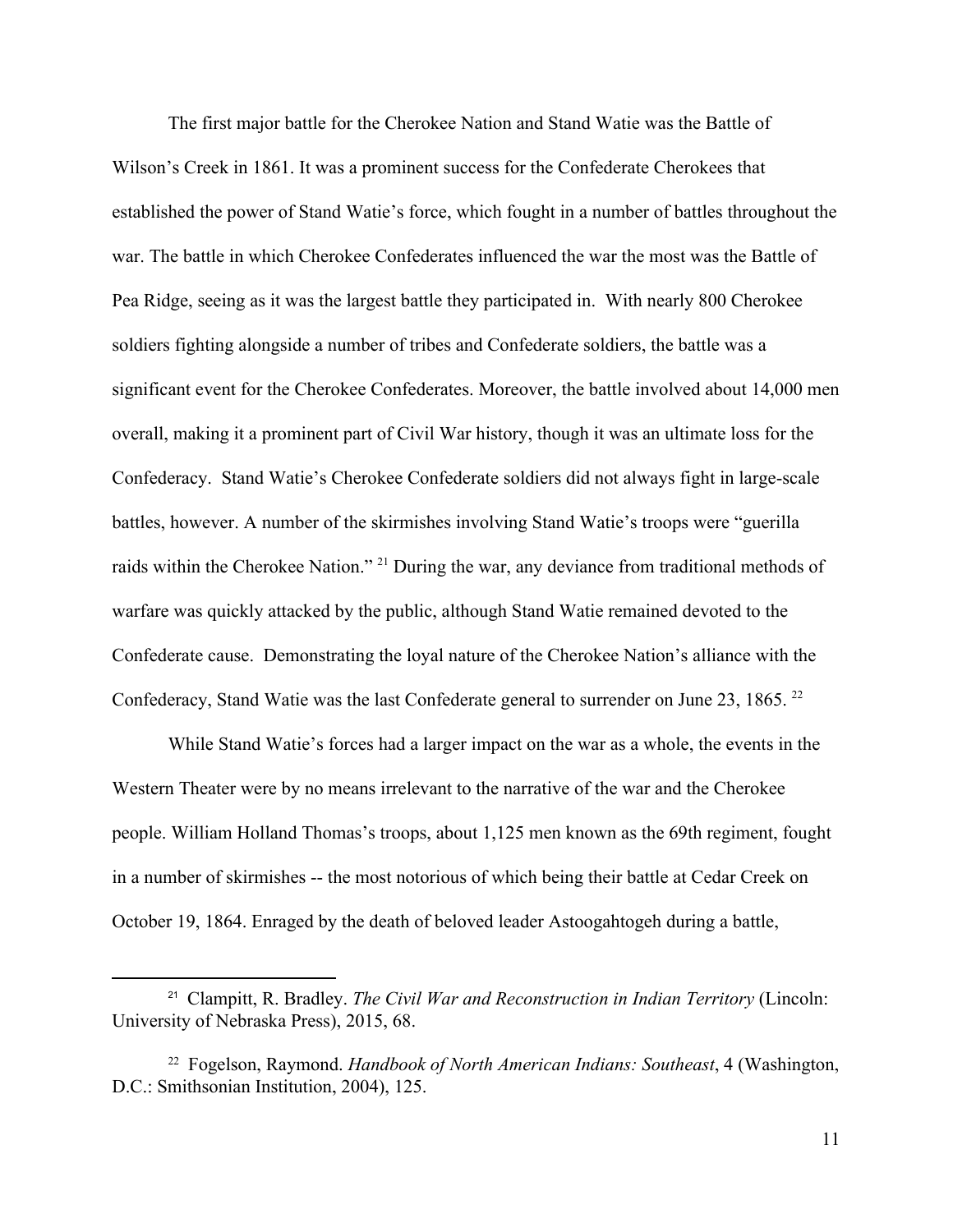The first major battle for the Cherokee Nation and Stand Watie was the Battle of Wilson's Creek in 1861. It was a prominent success for the Confederate Cherokees that established the power of Stand Watie's force, which fought in a number of battles throughout the war. The battle in which Cherokee Confederates influenced the war the most was the Battle of Pea Ridge, seeing as it was the largest battle they participated in. With nearly 800 Cherokee soldiers fighting alongside a number of tribes and Confederate soldiers, the battle was a significant event for the Cherokee Confederates. Moreover, the battle involved about 14,000 men overall, making it a prominent part of Civil War history, though it was an ultimate loss for the Confederacy. Stand Watie's Cherokee Confederate soldiers did not always fight in large-scale battles, however. A number of the skirmishes involving Stand Watie's troops were "guerilla raids within the Cherokee Nation." [21] During the war, any deviance from traditional methods of warfare was quickly attacked by the public, although Stand Watie remained devoted to the Confederate cause. Demonstrating the loyal nature of the Cherokee Nation's alliance with the Confederacy, Stand Watie was the last Confederate general to surrender on June 23, 1865. [22]

While Stand Watie's forces had a larger impact on the war as a whole, the events in the Western Theater were by no means irrelevant to the narrative of the war and the Cherokee people. William Holland Thomas's troops, about 1,125 men known as the 69th regiment, fought in a number of skirmishes -- the most notorious of which being their battle at Cedar Creek on October 19, 1864. Enraged by the death of beloved leader Astoogahtogeh during a battle,

---

[21] Clampitt, R. Bradley. *The Civil War and Reconstruction in Indian Territory* (Lincoln: University of Nebraska Press), 2015, 68.

[22] Fogelson, Raymond. *Handbook of North American Indians: Southeast*, 4 (Washington, D.C.: Smithsonian Institution, 2004), 125.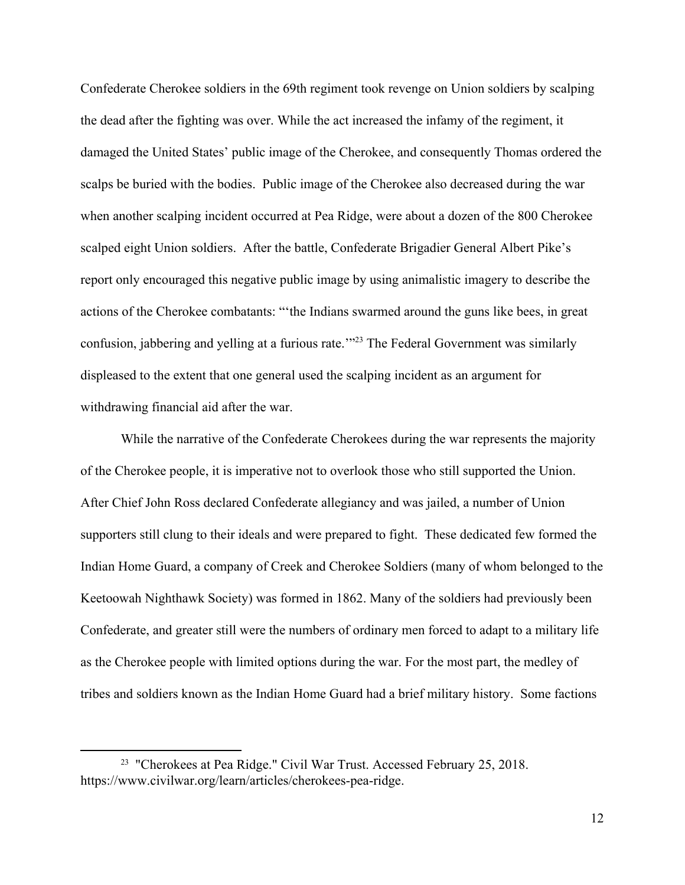Confederate Cherokee soldiers in the 69th regiment took revenge on Union soldiers by scalping the dead after the fighting was over. While the act increased the infamy of the regiment, it damaged the United States' public image of the Cherokee, and consequently Thomas ordered the scalps be buried with the bodies. Public image of the Cherokee also decreased during the war when another scalping incident occurred at Pea Ridge, were about a dozen of the 800 Cherokee scalped eight Union soldiers. After the battle, Confederate Brigadier General Albert Pike's report only encouraged this negative public image by using animalistic imagery to describe the actions of the Cherokee combatants: "'the Indians swarmed around the guns like bees, in great confusion, jabbering and yelling at a furious rate.'"[23] The Federal Government was similarly displeased to the extent that one general used the scalping incident as an argument for withdrawing financial aid after the war.

While the narrative of the Confederate Cherokees during the war represents the majority of the Cherokee people, it is imperative not to overlook those who still supported the Union. After Chief John Ross declared Confederate allegiancy and was jailed, a number of Union supporters still clung to their ideals and were prepared to fight. These dedicated few formed the Indian Home Guard, a company of Creek and Cherokee Soldiers (many of whom belonged to the Keetoowah Nighthawk Society) was formed in 1862. Many of the soldiers had previously been Confederate, and greater still were the numbers of ordinary men forced to adapt to a military life as the Cherokee people with limited options during the war. For the most part, the medley of tribes and soldiers known as the Indian Home Guard had a brief military history. Some factions

[23] "Cherokees at Pea Ridge." Civil War Trust. Accessed February 25, 2018. https://www.civilwar.org/learn/articles/cherokees-pea-ridge.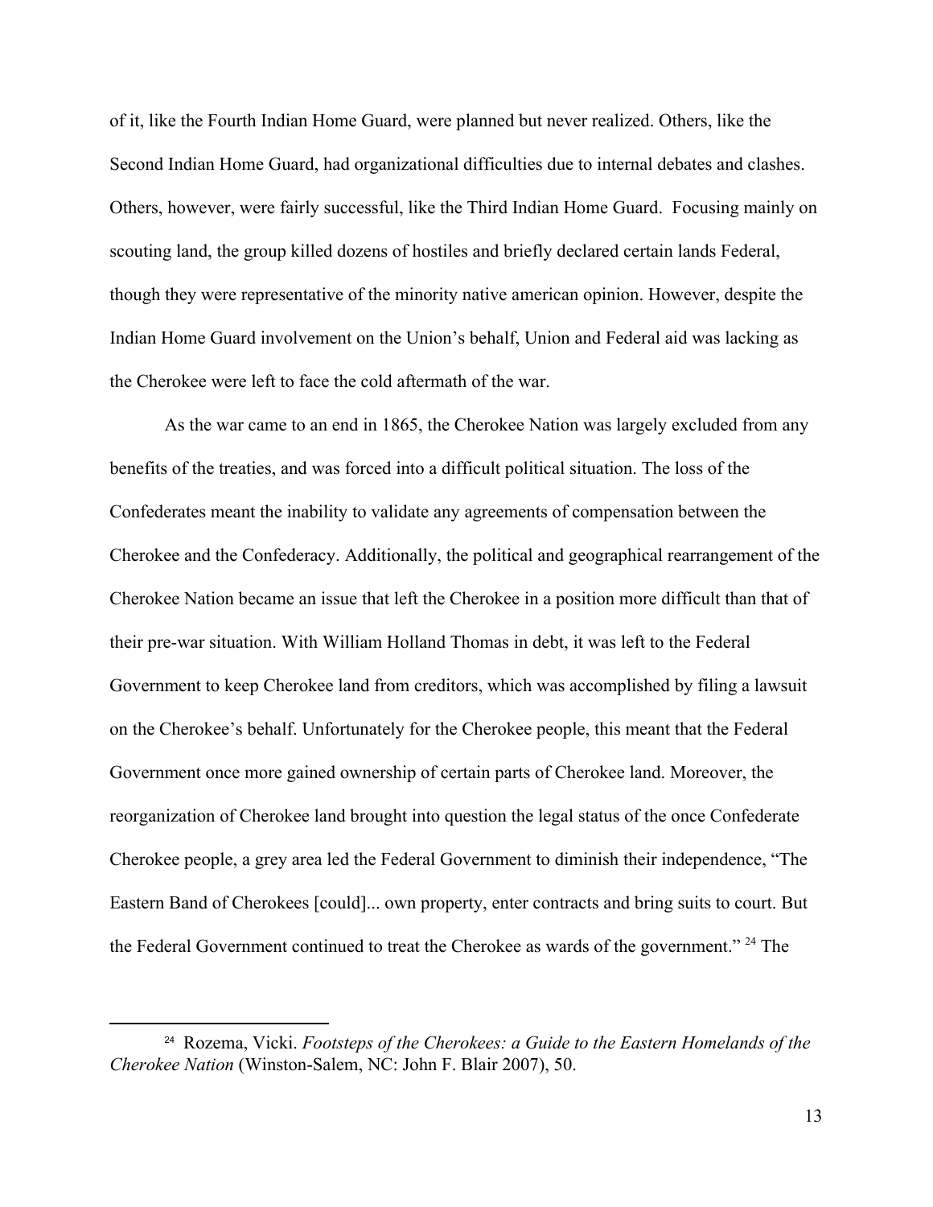of it, like the Fourth Indian Home Guard, were planned but never realized. Others, like the Second Indian Home Guard, had organizational difficulties due to internal debates and clashes. Others, however, were fairly successful, like the Third Indian Home Guard. Focusing mainly on scouting land, the group killed dozens of hostiles and briefly declared certain lands Federal, though they were representative of the minority native american opinion. However, despite the Indian Home Guard involvement on the Union's behalf, Union and Federal aid was lacking as the Cherokee were left to face the cold aftermath of the war.

As the war came to an end in 1865, the Cherokee Nation was largely excluded from any benefits of the treaties, and was forced into a difficult political situation. The loss of the Confederates meant the inability to validate any agreements of compensation between the Cherokee and the Confederacy. Additionally, the political and geographical rearrangement of the Cherokee Nation became an issue that left the Cherokee in a position more difficult than that of their pre-war situation. With William Holland Thomas in debt, it was left to the Federal Government to keep Cherokee land from creditors, which was accomplished by filing a lawsuit on the Cherokee's behalf. Unfortunately for the Cherokee people, this meant that the Federal Government once more gained ownership of certain parts of Cherokee land. Moreover, the reorganization of Cherokee land brought into question the legal status of the once Confederate Cherokee people, a grey area led the Federal Government to diminish their independence, "The Eastern Band of Cherokees [could]... own property, enter contracts and bring suits to court. But the Federal Government continued to treat the Cherokee as wards of the government." [24] The

---

[24] Rozema, Vicki. *Footsteps of the Cherokees: a Guide to the Eastern Homelands of the Cherokee Nation* (Winston-Salem, NC: John F. Blair 2007), 50.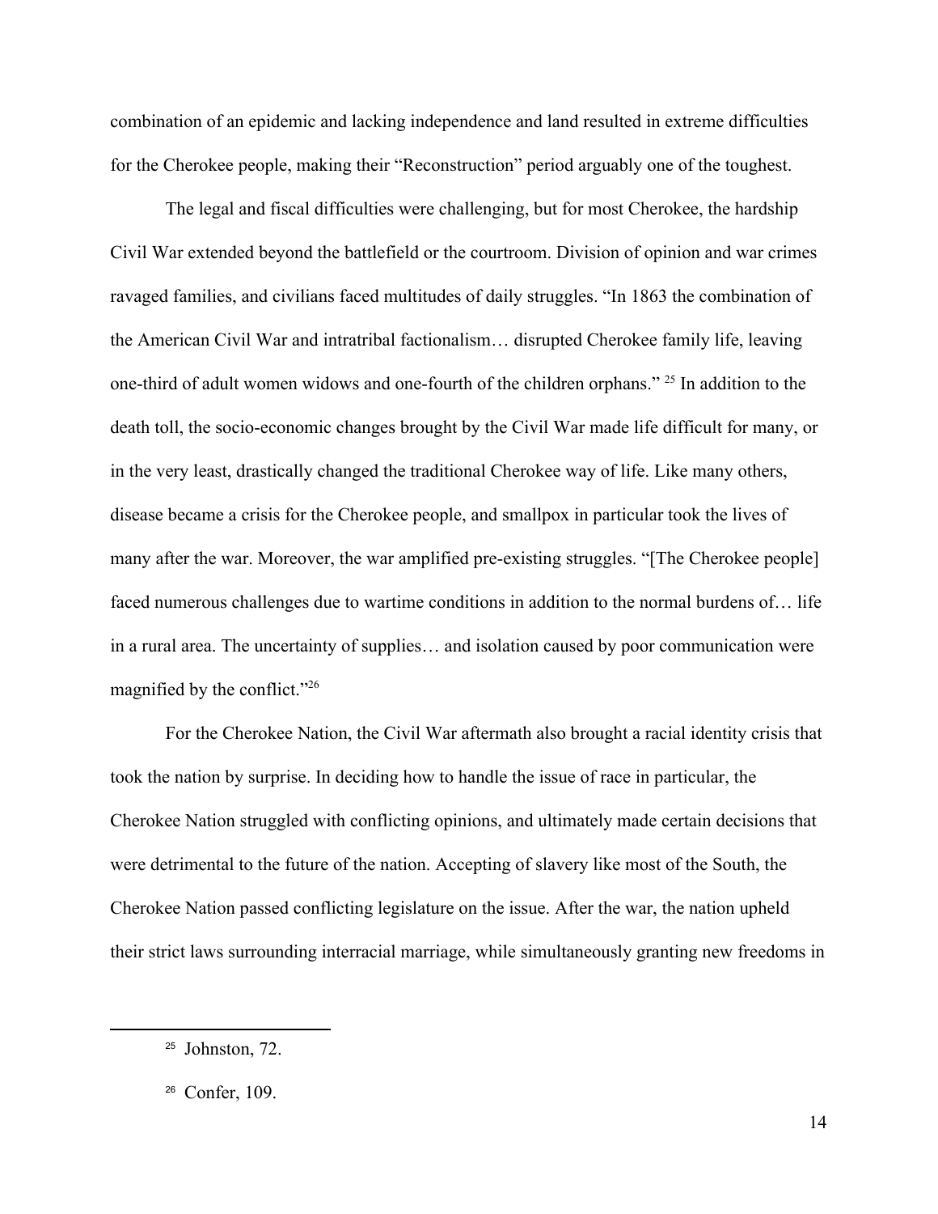combination of an epidemic and lacking independence and land resulted in extreme difficulties for the Cherokee people, making their "Reconstruction" period arguably one of the toughest.

The legal and fiscal difficulties were challenging, but for most Cherokee, the hardship Civil War extended beyond the battlefield or the courtroom. Division of opinion and war crimes ravaged families, and civilians faced multitudes of daily struggles. "In 1863 the combination of the American Civil War and intratribal factionalism… disrupted Cherokee family life, leaving one-third of adult women widows and one-fourth of the children orphans." [25] In addition to the death toll, the socio-economic changes brought by the Civil War made life difficult for many, or in the very least, drastically changed the traditional Cherokee way of life. Like many others, disease became a crisis for the Cherokee people, and smallpox in particular took the lives of many after the war. Moreover, the war amplified pre-existing struggles. "[The Cherokee people] faced numerous challenges due to wartime conditions in addition to the normal burdens of… life in a rural area. The uncertainty of supplies… and isolation caused by poor communication were magnified by the conflict."[26]

For the Cherokee Nation, the Civil War aftermath also brought a racial identity crisis that took the nation by surprise. In deciding how to handle the issue of race in particular, the Cherokee Nation struggled with conflicting opinions, and ultimately made certain decisions that were detrimental to the future of the nation. Accepting of slavery like most of the South, the Cherokee Nation passed conflicting legislature on the issue. After the war, the nation upheld their strict laws surrounding interracial marriage, while simultaneously granting new freedoms in

---

[25] Johnston, 72.

[26] Confer, 109.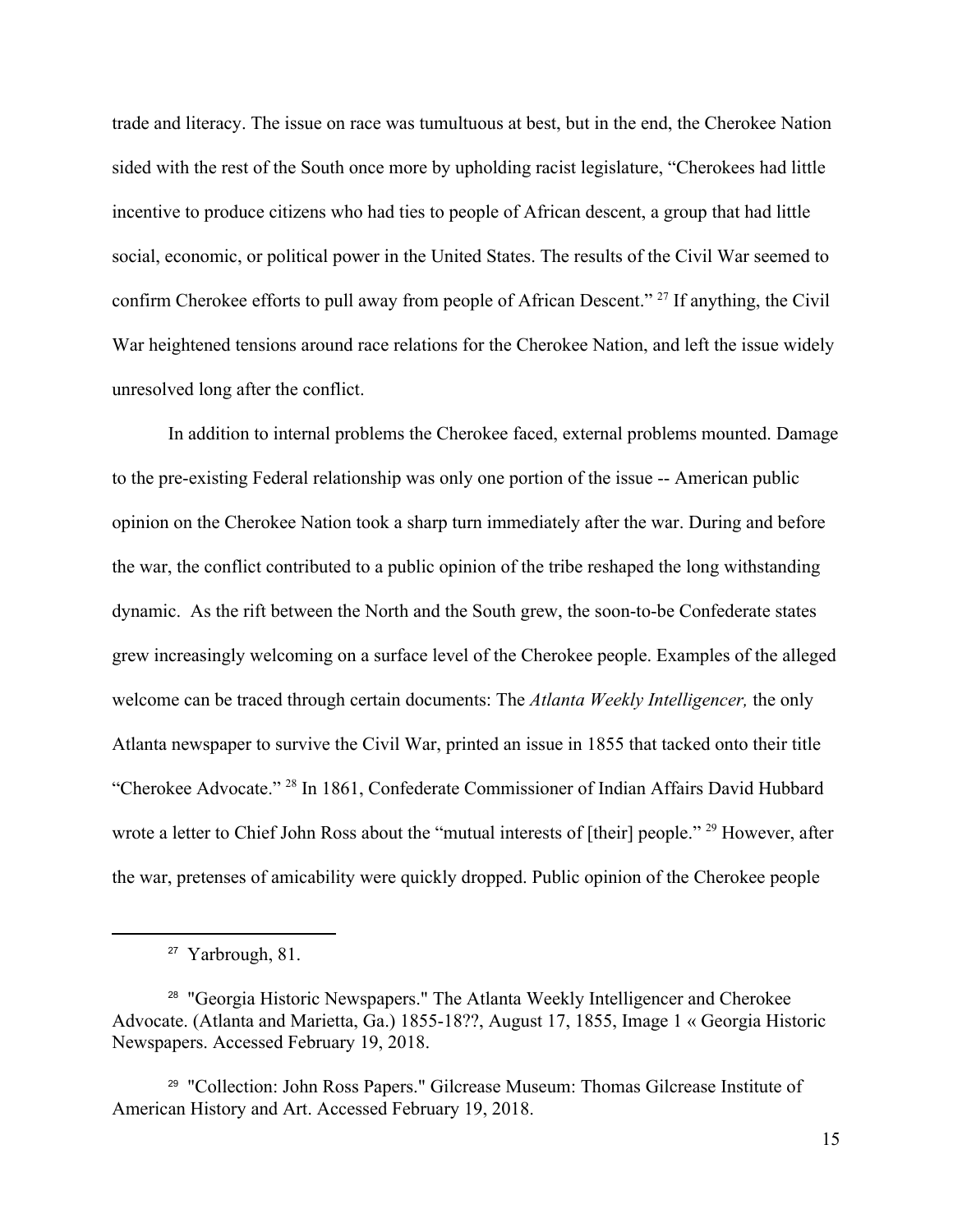trade and literacy. The issue on race was tumultuous at best, but in the end, the Cherokee Nation sided with the rest of the South once more by upholding racist legislature, "Cherokees had little incentive to produce citizens who had ties to people of African descent, a group that had little social, economic, or political power in the United States. The results of the Civil War seemed to confirm Cherokee efforts to pull away from people of African Descent." [27] If anything, the Civil War heightened tensions around race relations for the Cherokee Nation, and left the issue widely unresolved long after the conflict.

In addition to internal problems the Cherokee faced, external problems mounted. Damage to the pre-existing Federal relationship was only one portion of the issue -- American public opinion on the Cherokee Nation took a sharp turn immediately after the war. During and before the war, the conflict contributed to a public opinion of the tribe reshaped the long withstanding dynamic. As the rift between the North and the South grew, the soon-to-be Confederate states grew increasingly welcoming on a surface level of the Cherokee people. Examples of the alleged welcome can be traced through certain documents: The *Atlanta Weekly Intelligencer,* the only Atlanta newspaper to survive the Civil War, printed an issue in 1855 that tacked onto their title "Cherokee Advocate." [28] In 1861, Confederate Commissioner of Indian Affairs David Hubbard wrote a letter to Chief John Ross about the "mutual interests of [their] people." [29] However, after the war, pretenses of amicability were quickly dropped. Public opinion of the Cherokee people

---

[27] Yarbrough, 81.

[28] "Georgia Historic Newspapers." The Atlanta Weekly Intelligencer and Cherokee Advocate. (Atlanta and Marietta, Ga.) 1855-18??, August 17, 1855, Image 1 « Georgia Historic Newspapers. Accessed February 19, 2018.

[29] "Collection: John Ross Papers." Gilcrease Museum: Thomas Gilcrease Institute of American History and Art. Accessed February 19, 2018.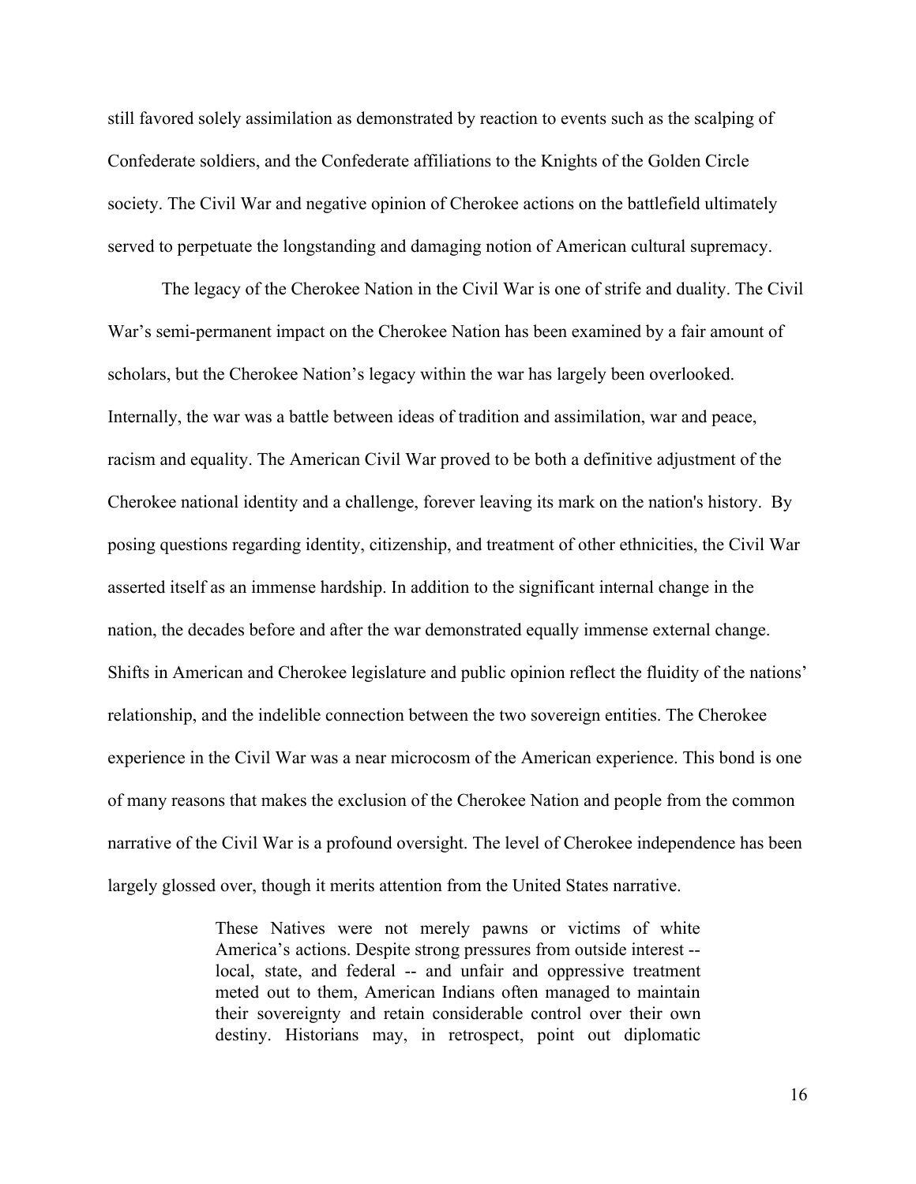still favored solely assimilation as demonstrated by reaction to events such as the scalping of Confederate soldiers, and the Confederate affiliations to the Knights of the Golden Circle society. The Civil War and negative opinion of Cherokee actions on the battlefield ultimately served to perpetuate the longstanding and damaging notion of American cultural supremacy.

The legacy of the Cherokee Nation in the Civil War is one of strife and duality. The Civil War's semi-permanent impact on the Cherokee Nation has been examined by a fair amount of scholars, but the Cherokee Nation's legacy within the war has largely been overlooked. Internally, the war was a battle between ideas of tradition and assimilation, war and peace, racism and equality. The American Civil War proved to be both a definitive adjustment of the Cherokee national identity and a challenge, forever leaving its mark on the nation's history. By posing questions regarding identity, citizenship, and treatment of other ethnicities, the Civil War asserted itself as an immense hardship. In addition to the significant internal change in the nation, the decades before and after the war demonstrated equally immense external change. Shifts in American and Cherokee legislature and public opinion reflect the fluidity of the nations' relationship, and the indelible connection between the two sovereign entities. The Cherokee experience in the Civil War was a near microcosm of the American experience. This bond is one of many reasons that makes the exclusion of the Cherokee Nation and people from the common narrative of the Civil War is a profound oversight. The level of Cherokee independence has been largely glossed over, though it merits attention from the United States narrative.

> These Natives were not merely pawns or victims of white America's actions. Despite strong pressures from outside interest -- local, state, and federal -- and unfair and oppressive treatment meted out to them, American Indians often managed to maintain their sovereignty and retain considerable control over their own destiny. Historians may, in retrospect, point out diplomatic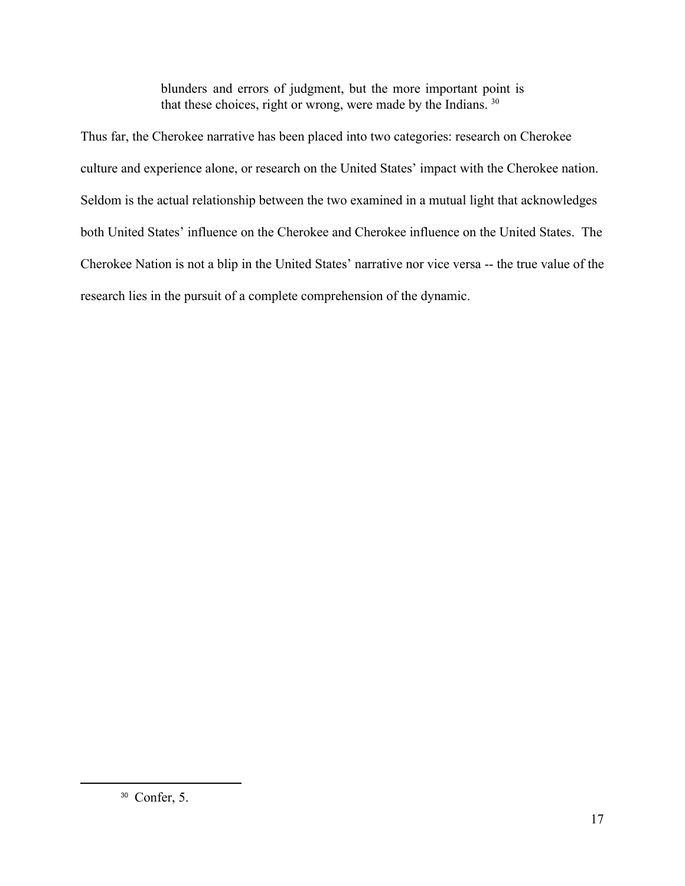> blunders and errors of judgment, but the more important point is that these choices, right or wrong, were made by the Indians. [30]

Thus far, the Cherokee narrative has been placed into two categories: research on Cherokee culture and experience alone, or research on the United States' impact with the Cherokee nation. Seldom is the actual relationship between the two examined in a mutual light that acknowledges both United States' influence on the Cherokee and Cherokee influence on the United States. The Cherokee Nation is not a blip in the United States' narrative nor vice versa -- the true value of the research lies in the pursuit of a complete comprehension of the dynamic.

---

[30] Confer, 5.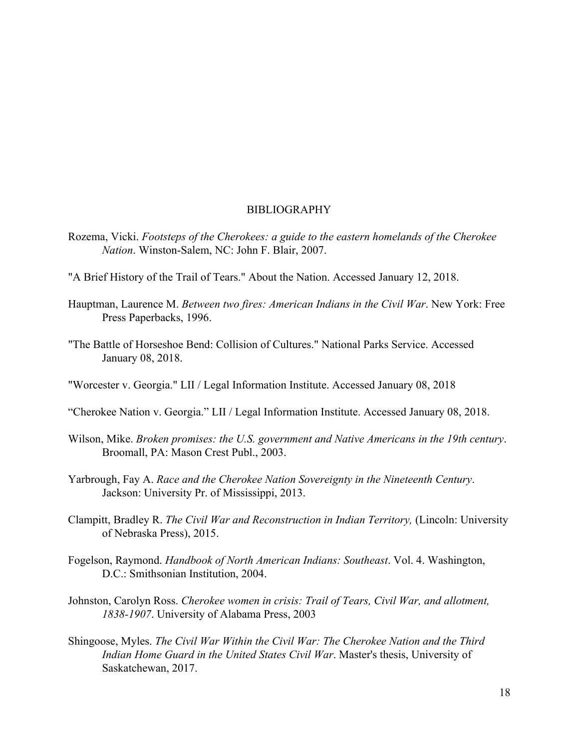# BIBLIOGRAPHY

Rozema, Vicki. *Footsteps of the Cherokees: a guide to the eastern homelands of the Cherokee Nation*. Winston-Salem, NC: John F. Blair, 2007.

"A Brief History of the Trail of Tears." About the Nation. Accessed January 12, 2018.

Hauptman, Laurence M. *Between two fires: American Indians in the Civil War*. New York: Free Press Paperbacks, 1996.

"The Battle of Horseshoe Bend: Collision of Cultures." National Parks Service. Accessed January 08, 2018.

"Worcester v. Georgia." LII / Legal Information Institute. Accessed January 08, 2018

"Cherokee Nation v. Georgia." LII / Legal Information Institute. Accessed January 08, 2018.

Wilson, Mike. *Broken promises: the U.S. government and Native Americans in the 19th century*. Broomall, PA: Mason Crest Publ., 2003.

Yarbrough, Fay A. *Race and the Cherokee Nation Sovereignty in the Nineteenth Century*. Jackson: University Pr. of Mississippi, 2013.

Clampitt, Bradley R. *The Civil War and Reconstruction in Indian Territory,* (Lincoln: University of Nebraska Press), 2015.

Fogelson, Raymond. *Handbook of North American Indians: Southeast*. Vol. 4. Washington, D.C.: Smithsonian Institution, 2004.

Johnston, Carolyn Ross. *Cherokee women in crisis: Trail of Tears, Civil War, and allotment, 1838-1907*. University of Alabama Press, 2003

Shingoose, Myles. *The Civil War Within the Civil War: The Cherokee Nation and the Third Indian Home Guard in the United States Civil War*. Master's thesis, University of Saskatchewan, 2017.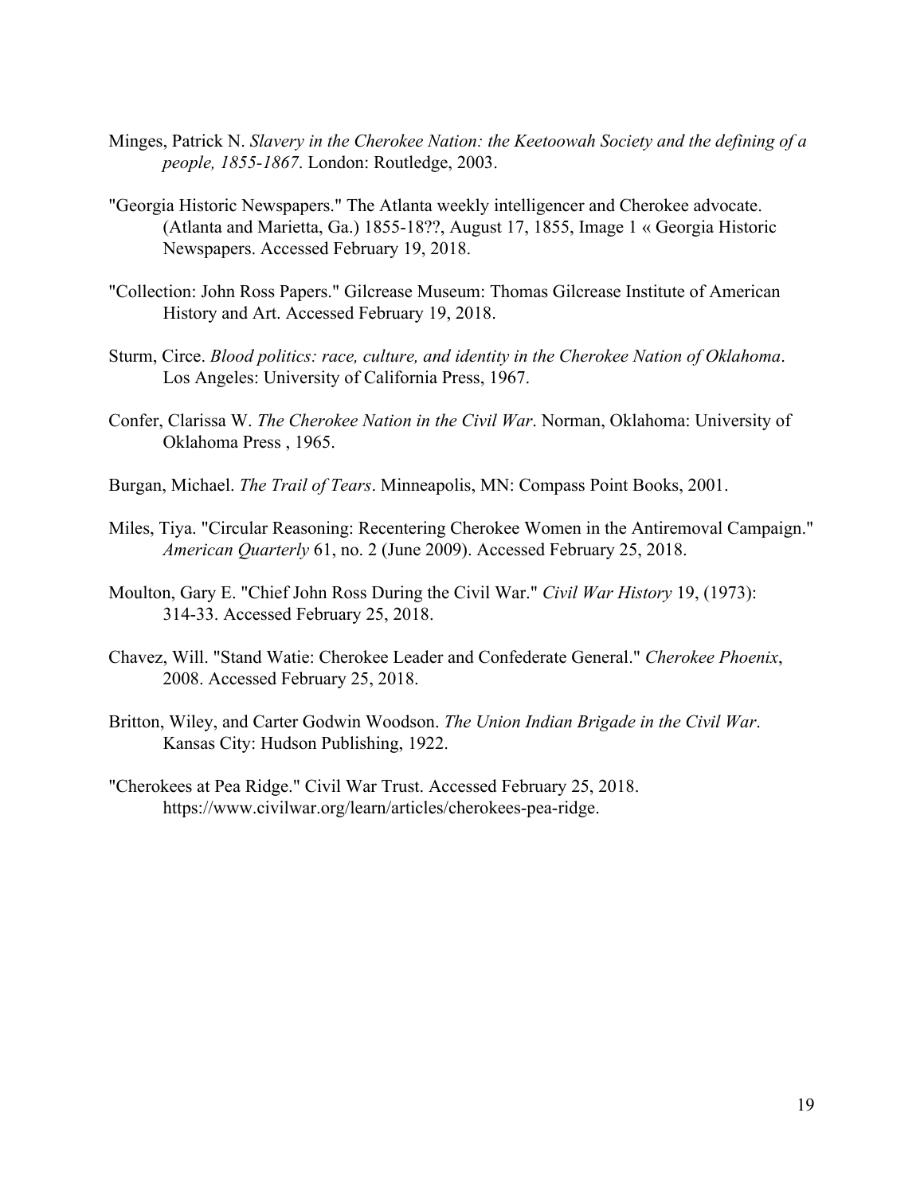Minges, Patrick N. *Slavery in the Cherokee Nation: the Keetoowah Society and the defining of a people, 1855-1867*. London: Routledge, 2003.

"Georgia Historic Newspapers." The Atlanta weekly intelligencer and Cherokee advocate. (Atlanta and Marietta, Ga.) 1855-18??, August 17, 1855, Image 1 « Georgia Historic Newspapers. Accessed February 19, 2018.

"Collection: John Ross Papers." Gilcrease Museum: Thomas Gilcrease Institute of American History and Art. Accessed February 19, 2018.

Sturm, Circe. *Blood politics: race, culture, and identity in the Cherokee Nation of Oklahoma*. Los Angeles: University of California Press, 1967.

Confer, Clarissa W. *The Cherokee Nation in the Civil War*. Norman, Oklahoma: University of Oklahoma Press , 1965.

Burgan, Michael. *The Trail of Tears*. Minneapolis, MN: Compass Point Books, 2001.

Miles, Tiya. "Circular Reasoning: Recentering Cherokee Women in the Antiremoval Campaign." *American Quarterly* 61, no. 2 (June 2009). Accessed February 25, 2018.

Moulton, Gary E. "Chief John Ross During the Civil War." *Civil War History* 19, (1973): 314-33. Accessed February 25, 2018.

Chavez, Will. "Stand Watie: Cherokee Leader and Confederate General." *Cherokee Phoenix*, 2008. Accessed February 25, 2018.

Britton, Wiley, and Carter Godwin Woodson. *The Union Indian Brigade in the Civil War*. Kansas City: Hudson Publishing, 1922.

"Cherokees at Pea Ridge." Civil War Trust. Accessed February 25, 2018. https://www.civilwar.org/learn/articles/cherokees-pea-ridge.